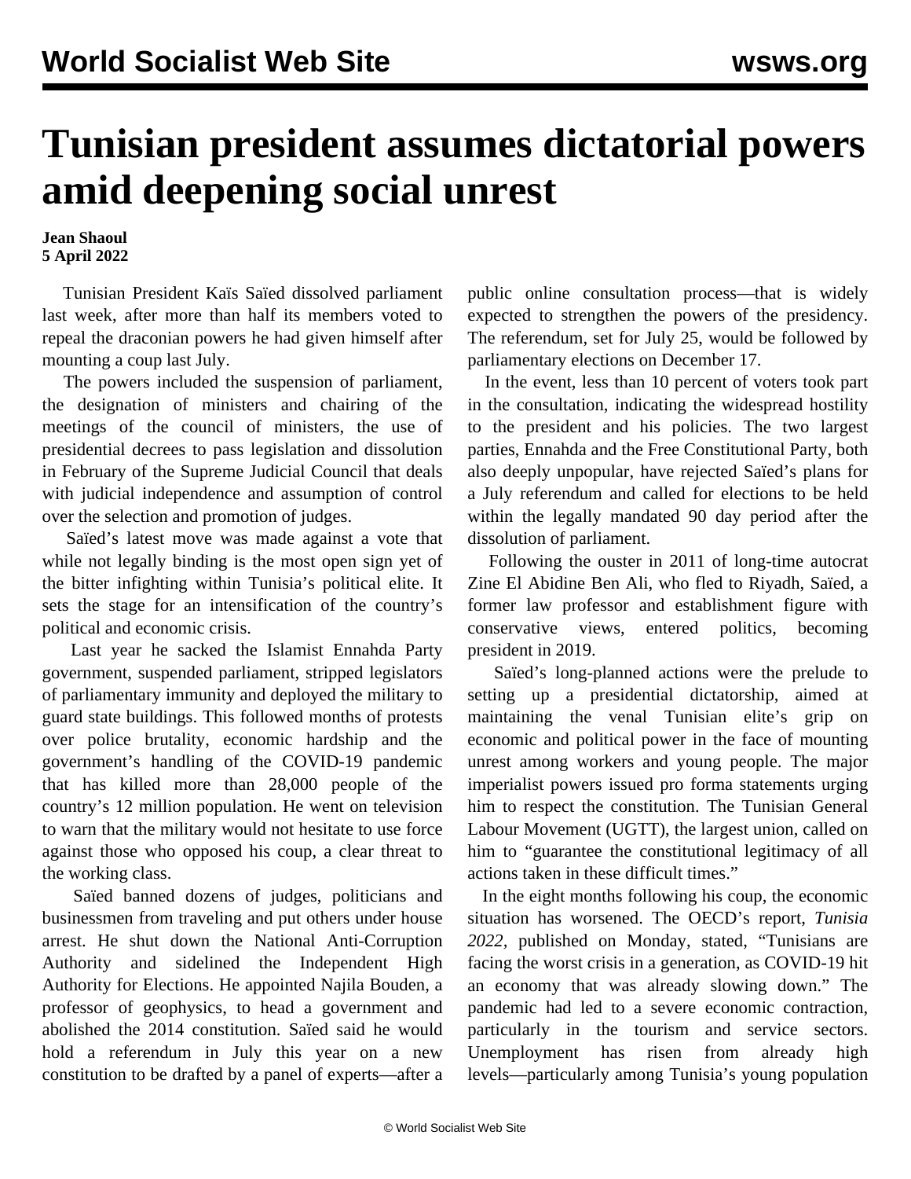# Tunisian president assumes dictatorial powers amid deepening social unrest

**Jean Shaoul**
**5 April 2022**

Tunisian President Kaïs Saïed dissolved parliament last week, after more than half its members voted to repeal the draconian powers he had given himself after mounting a coup last July.

The powers included the suspension of parliament, the designation of ministers and chairing of the meetings of the council of ministers, the use of presidential decrees to pass legislation and dissolution in February of the Supreme Judicial Council that deals with judicial independence and assumption of control over the selection and promotion of judges.

Saïed's latest move was made against a vote that while not legally binding is the most open sign yet of the bitter infighting within Tunisia's political elite. It sets the stage for an intensification of the country's political and economic crisis.

Last year he sacked the Islamist Ennahda Party government, suspended parliament, stripped legislators of parliamentary immunity and deployed the military to guard state buildings. This followed months of protests over police brutality, economic hardship and the government's handling of the COVID-19 pandemic that has killed more than 28,000 people of the country's 12 million population. He went on television to warn that the military would not hesitate to use force against those who opposed his coup, a clear threat to the working class.

Saïed banned dozens of judges, politicians and businessmen from traveling and put others under house arrest. He shut down the National Anti-Corruption Authority and sidelined the Independent High Authority for Elections. He appointed Najila Bouden, a professor of geophysics, to head a government and abolished the 2014 constitution. Saïed said he would hold a referendum in July this year on a new constitution to be drafted by a panel of experts—after a public online consultation process—that is widely expected to strengthen the powers of the presidency. The referendum, set for July 25, would be followed by parliamentary elections on December 17.

In the event, less than 10 percent of voters took part in the consultation, indicating the widespread hostility to the president and his policies. The two largest parties, Ennahda and the Free Constitutional Party, both also deeply unpopular, have rejected Saïed's plans for a July referendum and called for elections to be held within the legally mandated 90 day period after the dissolution of parliament.

Following the ouster in 2011 of long-time autocrat Zine El Abidine Ben Ali, who fled to Riyadh, Saïed, a former law professor and establishment figure with conservative views, entered politics, becoming president in 2019.

Saïed's long-planned actions were the prelude to setting up a presidential dictatorship, aimed at maintaining the venal Tunisian elite's grip on economic and political power in the face of mounting unrest among workers and young people. The major imperialist powers issued pro forma statements urging him to respect the constitution. The Tunisian General Labour Movement (UGTT), the largest union, called on him to "guarantee the constitutional legitimacy of all actions taken in these difficult times."

In the eight months following his coup, the economic situation has worsened. The OECD's report, *Tunisia 2022,* published on Monday, stated, "Tunisians are facing the worst crisis in a generation, as COVID-19 hit an economy that was already slowing down." The pandemic had led to a severe economic contraction, particularly in the tourism and service sectors. Unemployment has risen from already high levels—particularly among Tunisia's young population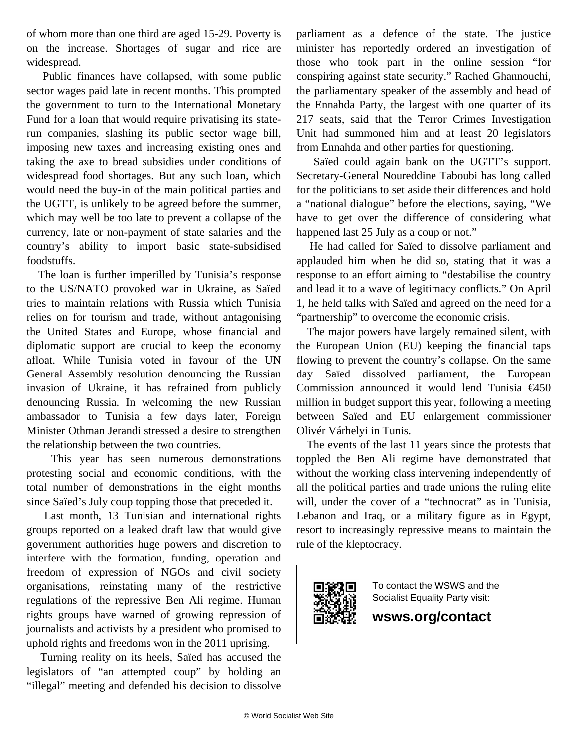of whom more than one third are aged 15-29. Poverty is on the increase. Shortages of sugar and rice are widespread.

Public finances have collapsed, with some public sector wages paid late in recent months. This prompted the government to turn to the International Monetary Fund for a loan that would require privatising its state-run companies, slashing its public sector wage bill, imposing new taxes and increasing existing ones and taking the axe to bread subsidies under conditions of widespread food shortages. But any such loan, which would need the buy-in of the main political parties and the UGTT, is unlikely to be agreed before the summer, which may well be too late to prevent a collapse of the currency, late or non-payment of state salaries and the country's ability to import basic state-subsidised foodstuffs.

The loan is further imperilled by Tunisia's response to the US/NATO provoked war in Ukraine, as Saïed tries to maintain relations with Russia which Tunisia relies on for tourism and trade, without antagonising the United States and Europe, whose financial and diplomatic support are crucial to keep the economy afloat. While Tunisia voted in favour of the UN General Assembly resolution denouncing the Russian invasion of Ukraine, it has refrained from publicly denouncing Russia. In welcoming the new Russian ambassador to Tunisia a few days later, Foreign Minister Othman Jerandi stressed a desire to strengthen the relationship between the two countries.

This year has seen numerous demonstrations protesting social and economic conditions, with the total number of demonstrations in the eight months since Saïed's July coup topping those that preceded it.

Last month, 13 Tunisian and international rights groups reported on a leaked draft law that would give government authorities huge powers and discretion to interfere with the formation, funding, operation and freedom of expression of NGOs and civil society organisations, reinstating many of the restrictive regulations of the repressive Ben Ali regime. Human rights groups have warned of growing repression of journalists and activists by a president who promised to uphold rights and freedoms won in the 2011 uprising.

Turning reality on its heels, Saïed has accused the legislators of "an attempted coup" by holding an "illegal" meeting and defended his decision to dissolve parliament as a defence of the state. The justice minister has reportedly ordered an investigation of those who took part in the online session "for conspiring against state security." Rached Ghannouchi, the parliamentary speaker of the assembly and head of the Ennahda Party, the largest with one quarter of its 217 seats, said that the Terror Crimes Investigation Unit had summoned him and at least 20 legislators from Ennahda and other parties for questioning.

Saïed could again bank on the UGTT's support. Secretary-General Noureddine Taboubi has long called for the politicians to set aside their differences and hold a "national dialogue" before the elections, saying, "We have to get over the difference of considering what happened last 25 July as a coup or not."

He had called for Saïed to dissolve parliament and applauded him when he did so, stating that it was a response to an effort aiming to "destabilise the country and lead it to a wave of legitimacy conflicts." On April 1, he held talks with Saïed and agreed on the need for a "partnership" to overcome the economic crisis.

The major powers have largely remained silent, with the European Union (EU) keeping the financial taps flowing to prevent the country's collapse. On the same day Saïed dissolved parliament, the European Commission announced it would lend Tunisia €450 million in budget support this year, following a meeting between Saïed and EU enlargement commissioner Olivér Várhelyi in Tunis.

The events of the last 11 years since the protests that toppled the Ben Ali regime have demonstrated that without the working class intervening independently of all the political parties and trade unions the ruling elite will, under the cover of a "technocrat" as in Tunisia, Lebanon and Iraq, or a military figure as in Egypt, resort to increasingly repressive means to maintain the rule of the kleptocracy.

To contact the WSWS and the Socialist Equality Party visit:

**wsws.org/contact**